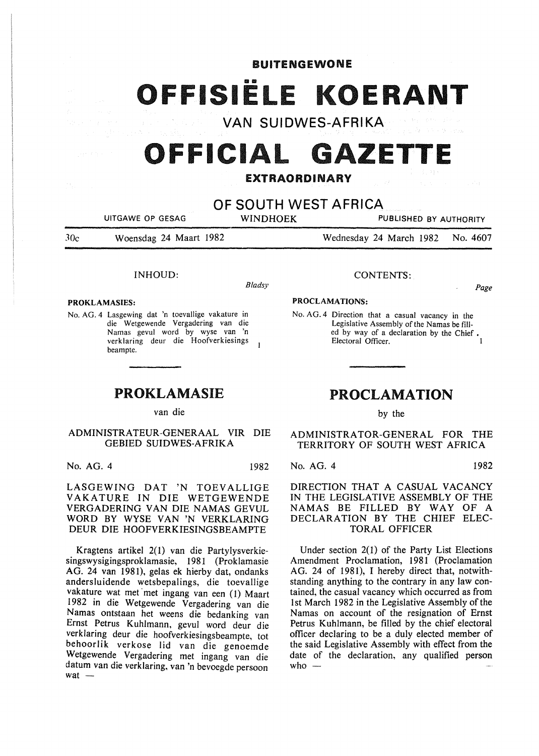**BUITENGEWONE**

# OFFISIËLE KOERANT

**VAN SUIDWES-AFRIKA**

# OFFICIAL GAZETTE

**EXTRAORDINARY**

**OF SOUTH WEST AFRICA**

UITGAWE OP GESAG — WINDHOEK — PUBLISHED BY AUTHORITY

30c — Woensdag 24 Maart 1982 — Wednesday 24 March 1982 — No. 4607

INHOUD:

*Bladsy*

**PROKLAMASIES:**

No. AG. 4 Lasgewing dat 'n toevallige vakature in die Wetgewende Vergadering van die Namas gevul word by wyse van 'n verklaring deur die Hoofverkiesings beampte. 1

## PROKLAMASIE

van die

ADMINISTRATEUR-GENERAAL VIR DIE GEBIED SUIDWES-AFRIKA

No. AG. 4 — 1982

LASGEWING DAT 'N TOEVALLIGE VAKATURE IN DIE WETGEWENDE VERGADERING VAN DIE NAMAS GEVUL WORD BY WYSE VAN 'N VERKLARING DEUR DIE HOOFVERKIESINGSBEAMPTE

Kragtens artikel 2(1) van die Partylysverkiesingswysigingsproklamasie, 1981 (Proklamasie AG. 24 van 1981), gelas ek hierby dat, ondanks andersluidende wetsbepalings, die toevallige vakature wat met met ingang van een (1) Maart 1982 in die Wetgewende Vergadering van die Namas ontstaan het weens die bedanking van Ernst Petrus Kuhlmann, gevul word deur die verklaring deur die hoofverkiesingsbeampte, tot behoorlik verkose lid van die genoemde Wetgewende Vergadering met ingang van die datum van die verklaring, van 'n bevoegde persoon wat —

CONTENTS:

*Page*

**PROCLAMATIONS:**

No. AG. 4 Direction that a casual vacancy in the Legislative Assembly of the Namas be filled by way of a declaration by the Chief Electoral Officer. 1

## PROCLAMATION

by the

ADMINISTRATOR-GENERAL FOR THE TERRITORY OF SOUTH WEST AFRICA

No. AG. 4 — 1982

DIRECTION THAT A CASUAL VACANCY IN THE LEGISLATIVE ASSEMBLY OF THE NAMAS BE FILLED BY WAY OF A DECLARATION BY THE CHIEF ELECTORAL OFFICER

Under section 2(1) of the Party List Elections Amendment Proclamation, 1981 (Proclamation AG. 24 of 1981), I hereby direct that, notwithstanding anything to the contrary in any law contained, the casual vacancy which occurred as from 1st March 1982 in the Legislative Assembly of the Namas on account of the resignation of Ernst Petrus Kuhlmann, be filled by the chief electoral officer declaring to be a duly elected member of the said Legislative Assembly with effect from the date of the declaration, any qualified person who —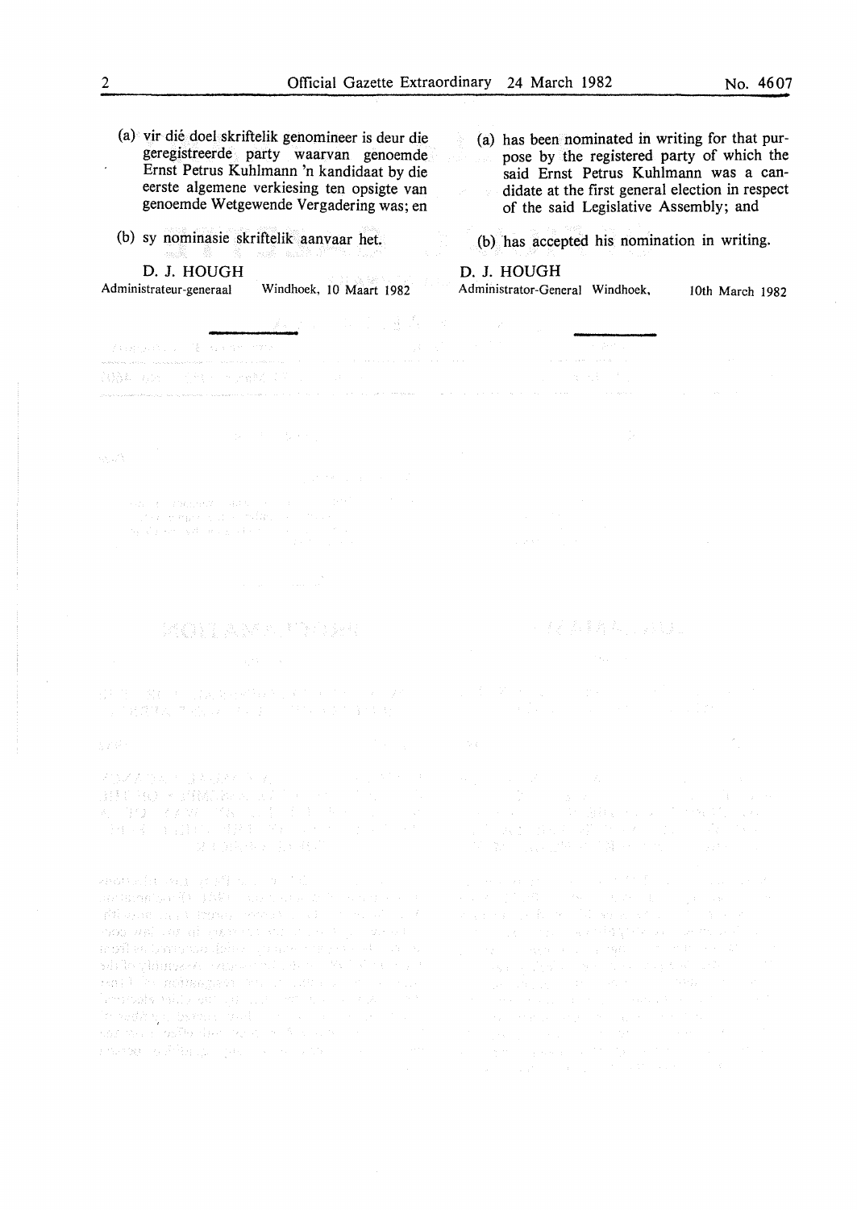(a) vir dié doel skriftelik genomineer is deur die geregistreerde party waarvan genoemde Ernst Petrus Kuhlmann 'n kandidaat by die eerste algemene verkiesing ten opsigte van genoemde Wetgewende Vergadering was; en

(b) sy nominasie skriftelik aanvaar het.

D. J. HOUGH
Administrateur-generaal Windhoek, 10 Maart 1982

(a) has been nominated in writing for that purpose by the registered party of which the said Ernst Petrus Kuhlmann was a candidate at the first general election in respect of the said Legislative Assembly; and

(b) has accepted his nomination in writing.

D. J. HOUGH
Administrator-General Windhoek, 10th March 1982